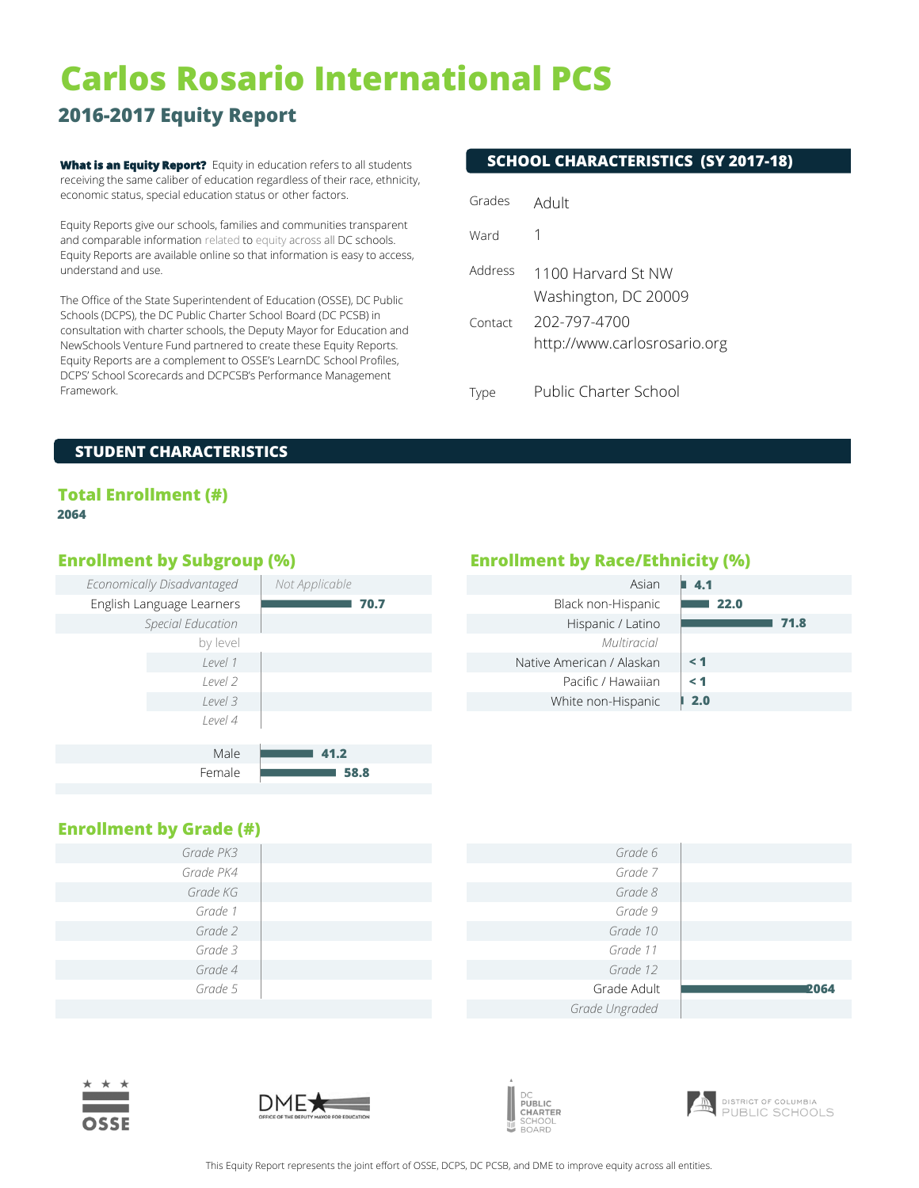# Carlos Rosario International PCS

## 2016-2017 Equity Report

**What is an Equity Report?** Equity in education refers to all students receiving the same caliber of education regardless of their race, ethnicity, economic status, special education status or other factors.

Equity Reports give our schools, families and communities transparent and comparable information related to equity across all DC schools. Equity Reports are available online so that information is easy to access, understand and use.

The Office of the State Superintendent of Education (OSSE), DC Public Schools (DCPS), the DC Public Charter School Board (DC PCSB) in consultation with charter schools, the Deputy Mayor for Education and NewSchools Venture Fund partnered to create these Equity Reports. Equity Reports are a complement to OSSE's LearnDC School Profiles, DCPS' School Scorecards and DCPCSB's Performance Management Framework.

## SCHOOL CHARACTERISTICS (SY 2017-18)

| | |
|---|---|
| Grades | Adult |
| Ward | 1 |
| Address | 1100 Harvard St NW<br>Washington, DC 20009 |
| Contact | 202-797-4700<br>http://www.carlosrosario.org |
| Type | Public Charter School |

## STUDENT CHARACTERISTICS

### Total Enrollment (#)

**2064**

### Enrollment by Subgroup (%)

| Subgroup | % |
|---|---|
| *Economically Disadvantaged* | *Not Applicable* |
| English Language Learners | 70.7 |
| *Special Education* | |
| by level | |
| *Level 1* | |
| *Level 2* | |
| *Level 3* | |
| *Level 4* | |
| Male | 41.2 |
| Female | 58.8 |

### Enrollment by Race/Ethnicity (%)

| Race/Ethnicity | % |
|---|---|
| Asian | 4.1 |
| Black non-Hispanic | 22.0 |
| Hispanic / Latino | 71.8 |
| *Multiracial* | |
| Native American / Alaskan | < 1 |
| Pacific / Hawaiian | < 1 |
| White non-Hispanic | 2.0 |

### Enrollment by Grade (#)

| Grade | # |
|---|---|
| *Grade PK3* | |
| *Grade PK4* | |
| *Grade KG* | |
| *Grade 1* | |
| *Grade 2* | |
| *Grade 3* | |
| *Grade 4* | |
| *Grade 5* | |
| *Grade 6* | |
| *Grade 7* | |
| *Grade 8* | |
| *Grade 9* | |
| *Grade 10* | |
| *Grade 11* | |
| *Grade 12* | |
| Grade Adult | 2064 |
| *Grade Ungraded* | |

This Equity Report represents the joint effort of OSSE, DCPS, DC PCSB, and DME to improve equity across all entities.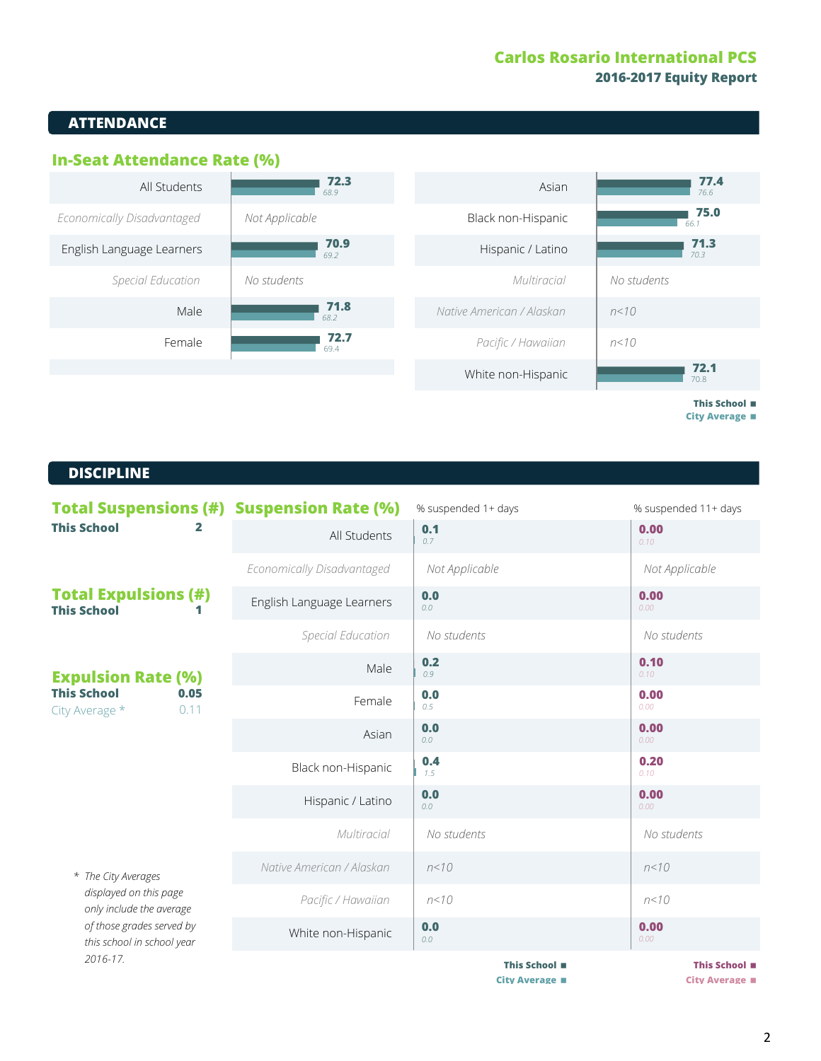Carlos Rosario International PCS
2016-2017 Equity Report

## ATTENDANCE

### In-Seat Attendance Rate (%)

| Group | This School | City Average |
|---|---|---|
| All Students | 72.3 | 68.9 |
| *Economically Disadvantaged* | *Not Applicable* | |
| English Language Learners | 70.9 | 69.2 |
| *Special Education* | *No students* | |
| Male | 71.8 | 68.2 |
| Female | 72.7 | 69.4 |
| Asian | 77.4 | 76.6 |
| Black non-Hispanic | 75.0 | 66.1 |
| Hispanic / Latino | 71.3 | 70.3 |
| *Multiracial* | *No students* | |
| *Native American / Alaskan* | *n<10* | |
| *Pacific / Hawaiian* | *n<10* | |
| White non-Hispanic | 72.1 | 70.8 |

## DISCIPLINE

### Total Suspensions (#)

**This School** 2

### Total Expulsions (#)

**This School** 1

### Expulsion Rate (%)

**This School** 0.05
City Average * 0.11

### Suspension Rate (%)

| Group | % suspended 1+ days – This School | % suspended 1+ days – City Average | % suspended 11+ days – This School | % suspended 11+ days – City Average |
|---|---|---|---|---|
| All Students | 0.1 | 0.7 | 0.00 | 0.10 |
| *Economically Disadvantaged* | *Not Applicable* | | *Not Applicable* | |
| English Language Learners | 0.0 | 0.0 | 0.00 | 0.00 |
| *Special Education* | *No students* | | *No students* | |
| Male | 0.2 | 0.9 | 0.10 | 0.10 |
| Female | 0.0 | 0.5 | 0.00 | 0.00 |
| Asian | 0.0 | 0.0 | 0.00 | 0.00 |
| Black non-Hispanic | 0.4 | 1.5 | 0.20 | 0.10 |
| Hispanic / Latino | 0.0 | 0.0 | 0.00 | 0.00 |
| *Multiracial* | *No students* | | *No students* | |
| *Native American / Alaskan* | *n<10* | | *n<10* | |
| *Pacific / Hawaiian* | *n<10* | | *n<10* | |
| White non-Hispanic | 0.0 | 0.0 | 0.00 | 0.00 |

\* *The City Averages displayed on this page only include the average of those grades served by this school in school year 2016-17.*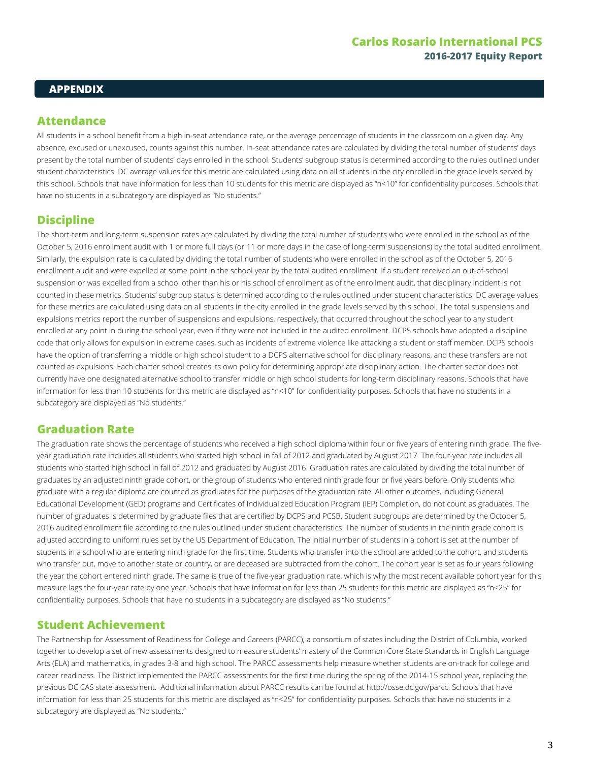## APPENDIX

### Attendance

All students in a school benefit from a high in-seat attendance rate, or the average percentage of students in the classroom on a given day. Any absence, excused or unexcused, counts against this number. In-seat attendance rates are calculated by dividing the total number of students' days present by the total number of students' days enrolled in the school. Students' subgroup status is determined according to the rules outlined under student characteristics. DC average values for this metric are calculated using data on all students in the city enrolled in the grade levels served by this school. Schools that have information for less than 10 students for this metric are displayed as "n<10" for confidentiality purposes. Schools that have no students in a subcategory are displayed as "No students."

### Discipline

The short-term and long-term suspension rates are calculated by dividing the total number of students who were enrolled in the school as of the October 5, 2016 enrollment audit with 1 or more full days (or 11 or more days in the case of long-term suspensions) by the total audited enrollment. Similarly, the expulsion rate is calculated by dividing the total number of students who were enrolled in the school as of the October 5, 2016 enrollment audit and were expelled at some point in the school year by the total audited enrollment. If a student received an out-of-school suspension or was expelled from a school other than his or his school of enrollment as of the enrollment audit, that disciplinary incident is not counted in these metrics. Students' subgroup status is determined according to the rules outlined under student characteristics. DC average values for these metrics are calculated using data on all students in the city enrolled in the grade levels served by this school. The total suspensions and expulsions metrics report the number of suspensions and expulsions, respectively, that occurred throughout the school year to any student enrolled at any point in during the school year, even if they were not included in the audited enrollment. DCPS schools have adopted a discipline code that only allows for expulsion in extreme cases, such as incidents of extreme violence like attacking a student or staff member. DCPS schools have the option of transferring a middle or high school student to a DCPS alternative school for disciplinary reasons, and these transfers are not counted as expulsions. Each charter school creates its own policy for determining appropriate disciplinary action. The charter sector does not currently have one designated alternative school to transfer middle or high school students for long-term disciplinary reasons. Schools that have information for less than 10 students for this metric are displayed as "n<10" for confidentiality purposes. Schools that have no students in a subcategory are displayed as "No students."

### Graduation Rate

The graduation rate shows the percentage of students who received a high school diploma within four or five years of entering ninth grade. The five-year graduation rate includes all students who started high school in fall of 2012 and graduated by August 2017. The four-year rate includes all students who started high school in fall of 2012 and graduated by August 2016. Graduation rates are calculated by dividing the total number of graduates by an adjusted ninth grade cohort, or the group of students who entered ninth grade four or five years before. Only students who graduate with a regular diploma are counted as graduates for the purposes of the graduation rate. All other outcomes, including General Educational Development (GED) programs and Certificates of Individualized Education Program (IEP) Completion, do not count as graduates. The number of graduates is determined by graduate files that are certified by DCPS and PCSB. Student subgroups are determined by the October 5, 2016 audited enrollment file according to the rules outlined under student characteristics. The number of students in the ninth grade cohort is adjusted according to uniform rules set by the US Department of Education. The initial number of students in a cohort is set at the number of students in a school who are entering ninth grade for the first time. Students who transfer into the school are added to the cohort, and students who transfer out, move to another state or country, or are deceased are subtracted from the cohort. The cohort year is set as four years following the year the cohort entered ninth grade. The same is true of the five-year graduation rate, which is why the most recent available cohort year for this measure lags the four-year rate by one year. Schools that have information for less than 25 students for this metric are displayed as "n<25" for confidentiality purposes. Schools that have no students in a subcategory are displayed as "No students."

### Student Achievement

The Partnership for Assessment of Readiness for College and Careers (PARCC), a consortium of states including the District of Columbia, worked together to develop a set of new assessments designed to measure students' mastery of the Common Core State Standards in English Language Arts (ELA) and mathematics, in grades 3-8 and high school. The PARCC assessments help measure whether students are on-track for college and career readiness. The District implemented the PARCC assessments for the first time during the spring of the 2014-15 school year, replacing the previous DC CAS state assessment. Additional information about PARCC results can be found at http://osse.dc.gov/parcc. Schools that have information for less than 25 students for this metric are displayed as "n<25" for confidentiality purposes. Schools that have no students in a subcategory are displayed as "No students."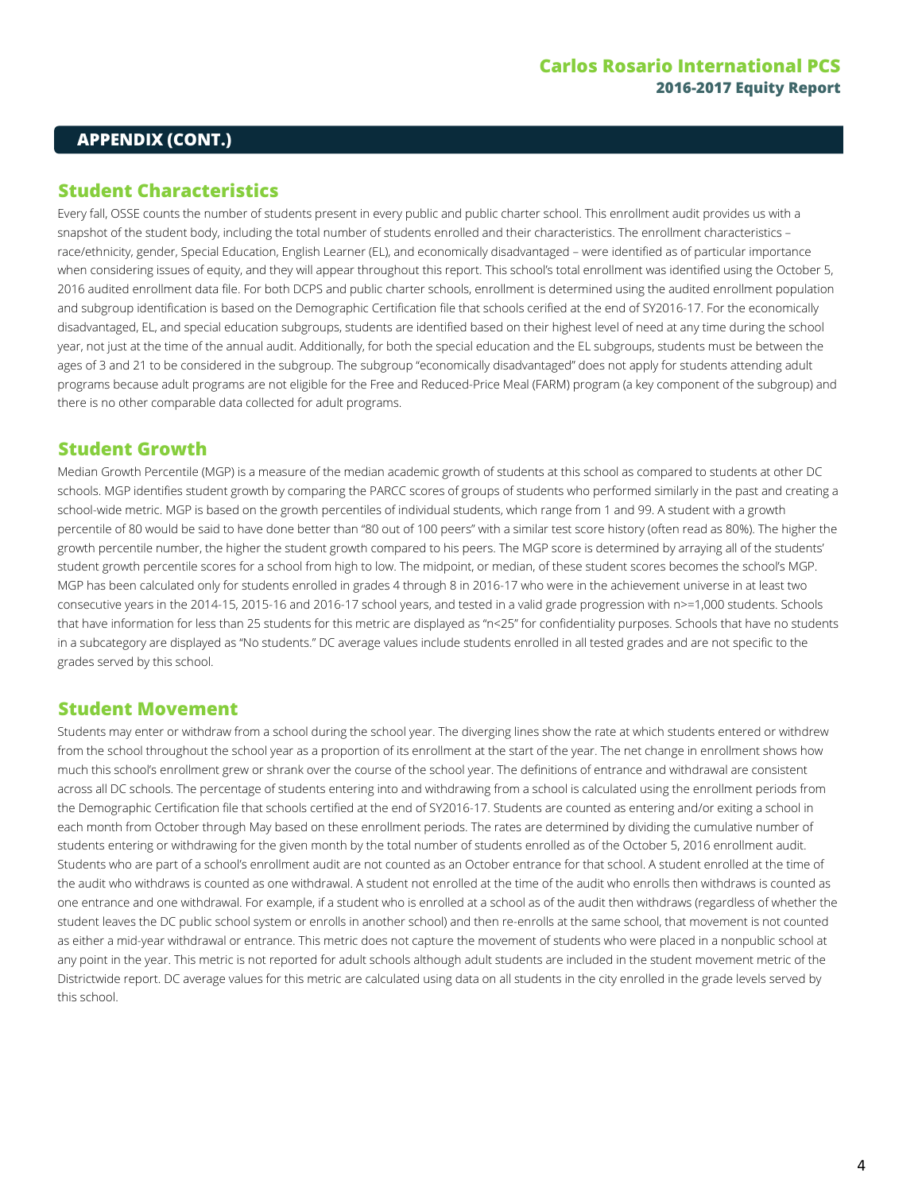## APPENDIX (CONT.)

### Student Characteristics

Every fall, OSSE counts the number of students present in every public and public charter school. This enrollment audit provides us with a snapshot of the student body, including the total number of students enrolled and their characteristics. The enrollment characteristics – race/ethnicity, gender, Special Education, English Learner (EL), and economically disadvantaged – were identified as of particular importance when considering issues of equity, and they will appear throughout this report. This school's total enrollment was identified using the October 5, 2016 audited enrollment data file. For both DCPS and public charter schools, enrollment is determined using the audited enrollment population and subgroup identification is based on the Demographic Certification file that schools cerified at the end of SY2016-17. For the economically disadvantaged, EL, and special education subgroups, students are identified based on their highest level of need at any time during the school year, not just at the time of the annual audit. Additionally, for both the special education and the EL subgroups, students must be between the ages of 3 and 21 to be considered in the subgroup. The subgroup "economically disadvantaged" does not apply for students attending adult programs because adult programs are not eligible for the Free and Reduced-Price Meal (FARM) program (a key component of the subgroup) and there is no other comparable data collected for adult programs.

### Student Growth

Median Growth Percentile (MGP) is a measure of the median academic growth of students at this school as compared to students at other DC schools. MGP identifies student growth by comparing the PARCC scores of groups of students who performed similarly in the past and creating a school-wide metric. MGP is based on the growth percentiles of individual students, which range from 1 and 99. A student with a growth percentile of 80 would be said to have done better than "80 out of 100 peers" with a similar test score history (often read as 80%). The higher the growth percentile number, the higher the student growth compared to his peers. The MGP score is determined by arraying all of the students' student growth percentile scores for a school from high to low. The midpoint, or median, of these student scores becomes the school's MGP. MGP has been calculated only for students enrolled in grades 4 through 8 in 2016-17 who were in the achievement universe in at least two consecutive years in the 2014-15, 2015-16 and 2016-17 school years, and tested in a valid grade progression with n>=1,000 students. Schools that have information for less than 25 students for this metric are displayed as "n<25" for confidentiality purposes. Schools that have no students in a subcategory are displayed as "No students." DC average values include students enrolled in all tested grades and are not specific to the grades served by this school.

### Student Movement

Students may enter or withdraw from a school during the school year. The diverging lines show the rate at which students entered or withdrew from the school throughout the school year as a proportion of its enrollment at the start of the year. The net change in enrollment shows how much this school's enrollment grew or shrank over the course of the school year. The definitions of entrance and withdrawal are consistent across all DC schools. The percentage of students entering into and withdrawing from a school is calculated using the enrollment periods from the Demographic Certification file that schools certified at the end of SY2016-17. Students are counted as entering and/or exiting a school in each month from October through May based on these enrollment periods. The rates are determined by dividing the cumulative number of students entering or withdrawing for the given month by the total number of students enrolled as of the October 5, 2016 enrollment audit. Students who are part of a school's enrollment audit are not counted as an October entrance for that school. A student enrolled at the time of the audit who withdraws is counted as one withdrawal. A student not enrolled at the time of the audit who enrolls then withdraws is counted as one entrance and one withdrawal. For example, if a student who is enrolled at a school as of the audit then withdraws (regardless of whether the student leaves the DC public school system or enrolls in another school) and then re-enrolls at the same school, that movement is not counted as either a mid-year withdrawal or entrance. This metric does not capture the movement of students who were placed in a nonpublic school at any point in the year. This metric is not reported for adult schools although adult students are included in the student movement metric of the Districtwide report. DC average values for this metric are calculated using data on all students in the city enrolled in the grade levels served by this school.